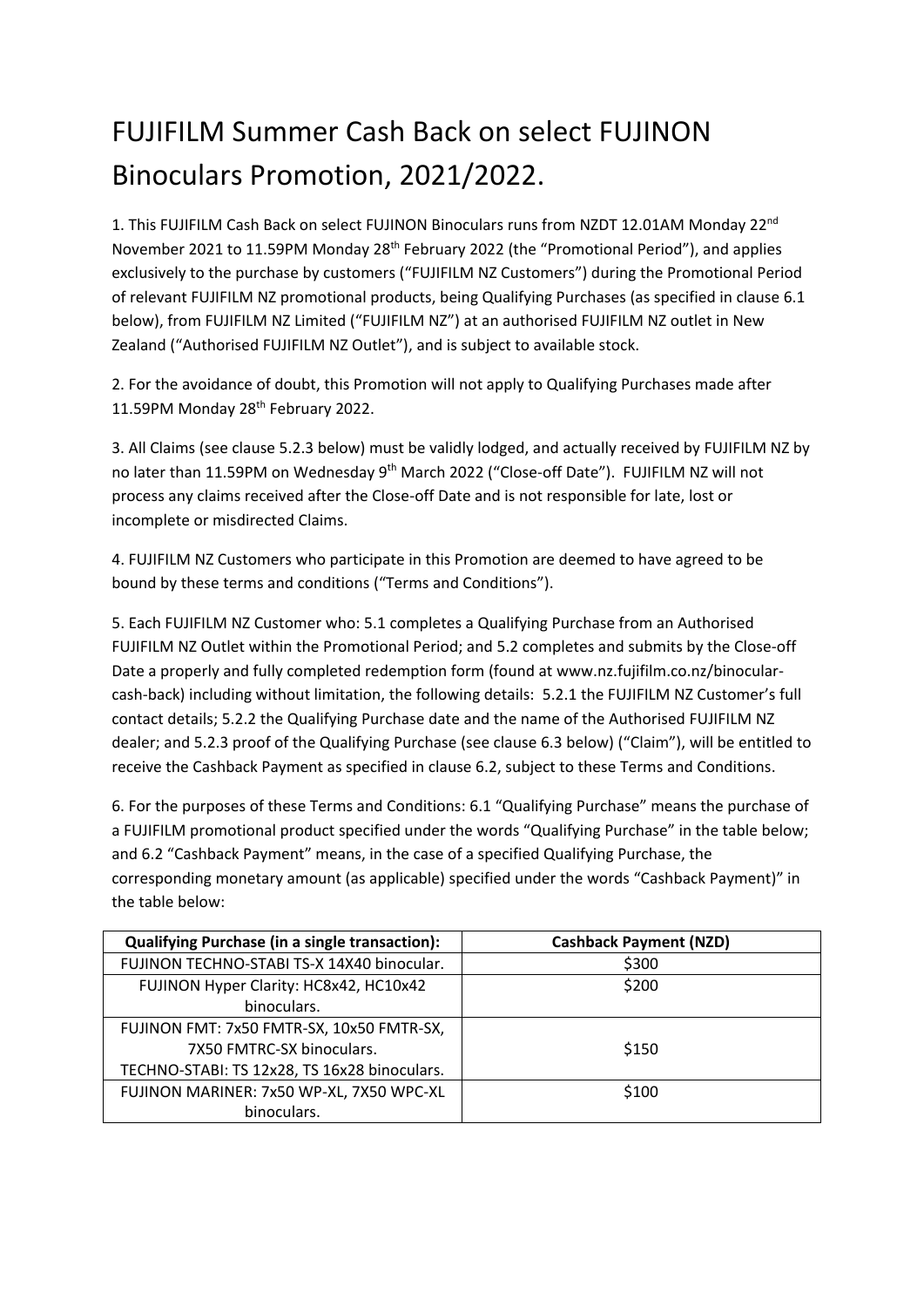# FUJIFILM Summer Cash Back on select FUJINON Binoculars Promotion, 2021/2022.

1. This FUJIFILM Cash Back on select FUJINON Binoculars runs from NZDT 12.01AM Monday 22nd November 2021 to 11.59PM Monday 28th February 2022 (the "Promotional Period"), and applies exclusively to the purchase by customers ("FUJIFILM NZ Customers") during the Promotional Period of relevant FUJIFILM NZ promotional products, being Qualifying Purchases (as specified in clause 6.1 below), from FUJIFILM NZ Limited ("FUJIFILM NZ") at an authorised FUJIFILM NZ outlet in New Zealand ("Authorised FUJIFILM NZ Outlet"), and is subject to available stock.

2. For the avoidance of doubt, this Promotion will not apply to Qualifying Purchases made after 11.59PM Monday 28th February 2022.

3. All Claims (see clause 5.2.3 below) must be validly lodged, and actually received by FUJIFILM NZ by no later than 11.59PM on Wednesday 9th March 2022 ("Close-off Date"). FUJIFILM NZ will not process any claims received after the Close-off Date and is not responsible for late, lost or incomplete or misdirected Claims.

4. FUJIFILM NZ Customers who participate in this Promotion are deemed to have agreed to be bound by these terms and conditions ("Terms and Conditions").

5. Each FUJIFILM NZ Customer who: 5.1 completes a Qualifying Purchase from an Authorised FUJIFILM NZ Outlet within the Promotional Period; and 5.2 completes and submits by the Close-off Date a properly and fully completed redemption form (found at www.nz.fujifilm.co.nz/binocular-cash-back) including without limitation, the following details: 5.2.1 the FUJIFILM NZ Customer's full contact details; 5.2.2 the Qualifying Purchase date and the name of the Authorised FUJIFILM NZ dealer; and 5.2.3 proof of the Qualifying Purchase (see clause 6.3 below) ("Claim"), will be entitled to receive the Cashback Payment as specified in clause 6.2, subject to these Terms and Conditions.

6. For the purposes of these Terms and Conditions: 6.1 "Qualifying Purchase" means the purchase of a FUJIFILM promotional product specified under the words "Qualifying Purchase" in the table below; and 6.2 "Cashback Payment" means, in the case of a specified Qualifying Purchase, the corresponding monetary amount (as applicable) specified under the words "Cashback Payment)" in the table below:

| Qualifying Purchase (in a single transaction): | Cashback Payment (NZD) |
|---|---|
| FUJINON TECHNO-STABI TS-X 14X40 binocular. | $300 |
| FUJINON Hyper Clarity: HC8x42, HC10x42 binoculars. | $200 |
| FUJINON FMT: 7x50 FMTR-SX, 10x50 FMTR-SX, 7X50 FMTRC-SX binoculars. TECHNO-STABI: TS 12x28, TS 16x28 binoculars. | $150 |
| FUJINON MARINER: 7x50 WP-XL, 7X50 WPC-XL binoculars. | $100 |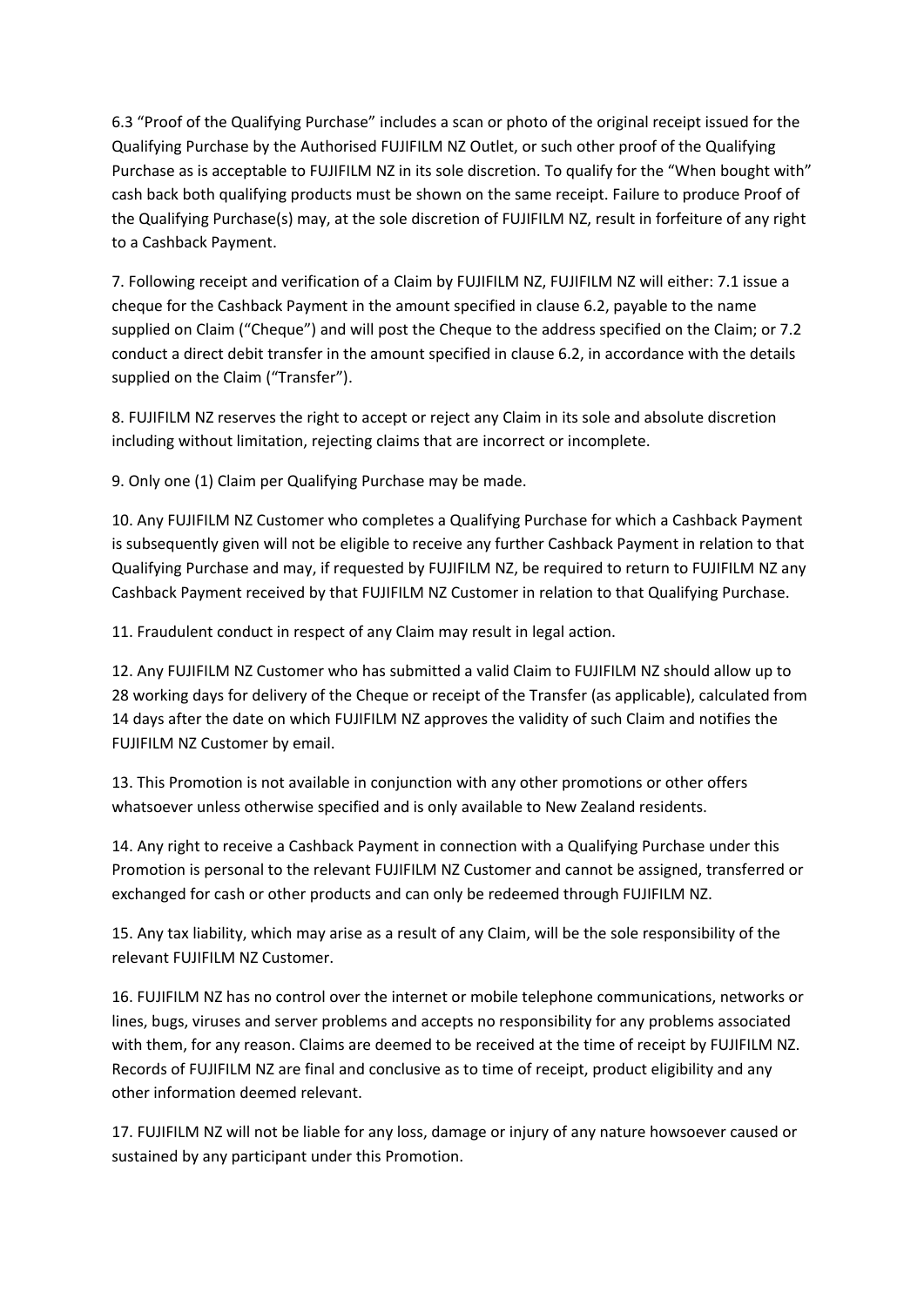6.3 “Proof of the Qualifying Purchase” includes a scan or photo of the original receipt issued for the Qualifying Purchase by the Authorised FUJIFILM NZ Outlet, or such other proof of the Qualifying Purchase as is acceptable to FUJIFILM NZ in its sole discretion. To qualify for the “When bought with” cash back both qualifying products must be shown on the same receipt. Failure to produce Proof of the Qualifying Purchase(s) may, at the sole discretion of FUJIFILM NZ, result in forfeiture of any right to a Cashback Payment.

7. Following receipt and verification of a Claim by FUJIFILM NZ, FUJIFILM NZ will either: 7.1 issue a cheque for the Cashback Payment in the amount specified in clause 6.2, payable to the name supplied on Claim (“Cheque”) and will post the Cheque to the address specified on the Claim; or 7.2 conduct a direct debit transfer in the amount specified in clause 6.2, in accordance with the details supplied on the Claim (“Transfer”).

8. FUJIFILM NZ reserves the right to accept or reject any Claim in its sole and absolute discretion including without limitation, rejecting claims that are incorrect or incomplete.

9. Only one (1) Claim per Qualifying Purchase may be made.

10. Any FUJIFILM NZ Customer who completes a Qualifying Purchase for which a Cashback Payment is subsequently given will not be eligible to receive any further Cashback Payment in relation to that Qualifying Purchase and may, if requested by FUJIFILM NZ, be required to return to FUJIFILM NZ any Cashback Payment received by that FUJIFILM NZ Customer in relation to that Qualifying Purchase.

11. Fraudulent conduct in respect of any Claim may result in legal action.

12. Any FUJIFILM NZ Customer who has submitted a valid Claim to FUJIFILM NZ should allow up to 28 working days for delivery of the Cheque or receipt of the Transfer (as applicable), calculated from 14 days after the date on which FUJIFILM NZ approves the validity of such Claim and notifies the FUJIFILM NZ Customer by email.

13. This Promotion is not available in conjunction with any other promotions or other offers whatsoever unless otherwise specified and is only available to New Zealand residents.

14. Any right to receive a Cashback Payment in connection with a Qualifying Purchase under this Promotion is personal to the relevant FUJIFILM NZ Customer and cannot be assigned, transferred or exchanged for cash or other products and can only be redeemed through FUJIFILM NZ.

15. Any tax liability, which may arise as a result of any Claim, will be the sole responsibility of the relevant FUJIFILM NZ Customer.

16. FUJIFILM NZ has no control over the internet or mobile telephone communications, networks or lines, bugs, viruses and server problems and accepts no responsibility for any problems associated with them, for any reason. Claims are deemed to be received at the time of receipt by FUJIFILM NZ. Records of FUJIFILM NZ are final and conclusive as to time of receipt, product eligibility and any other information deemed relevant.

17. FUJIFILM NZ will not be liable for any loss, damage or injury of any nature howsoever caused or sustained by any participant under this Promotion.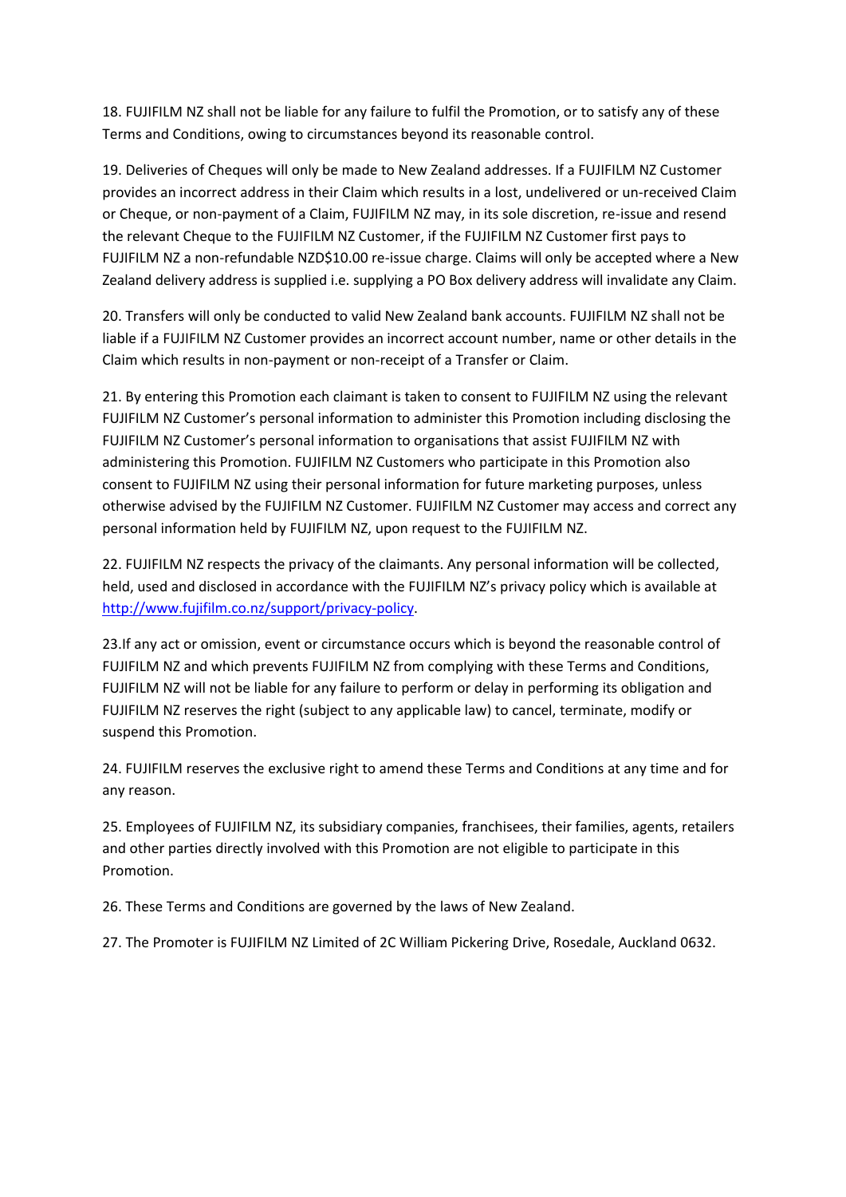18. FUJIFILM NZ shall not be liable for any failure to fulfil the Promotion, or to satisfy any of these Terms and Conditions, owing to circumstances beyond its reasonable control.

19. Deliveries of Cheques will only be made to New Zealand addresses. If a FUJIFILM NZ Customer provides an incorrect address in their Claim which results in a lost, undelivered or un-received Claim or Cheque, or non-payment of a Claim, FUJIFILM NZ may, in its sole discretion, re-issue and resend the relevant Cheque to the FUJIFILM NZ Customer, if the FUJIFILM NZ Customer first pays to FUJIFILM NZ a non-refundable NZD$10.00 re-issue charge. Claims will only be accepted where a New Zealand delivery address is supplied i.e. supplying a PO Box delivery address will invalidate any Claim.

20. Transfers will only be conducted to valid New Zealand bank accounts. FUJIFILM NZ shall not be liable if a FUJIFILM NZ Customer provides an incorrect account number, name or other details in the Claim which results in non-payment or non-receipt of a Transfer or Claim.

21. By entering this Promotion each claimant is taken to consent to FUJIFILM NZ using the relevant FUJIFILM NZ Customer's personal information to administer this Promotion including disclosing the FUJIFILM NZ Customer's personal information to organisations that assist FUJIFILM NZ with administering this Promotion. FUJIFILM NZ Customers who participate in this Promotion also consent to FUJIFILM NZ using their personal information for future marketing purposes, unless otherwise advised by the FUJIFILM NZ Customer. FUJIFILM NZ Customer may access and correct any personal information held by FUJIFILM NZ, upon request to the FUJIFILM NZ.

22. FUJIFILM NZ respects the privacy of the claimants. Any personal information will be collected, held, used and disclosed in accordance with the FUJIFILM NZ's privacy policy which is available at [http://www.fujifilm.co.nz/support/privacy-policy](http://www.fujifilm.co.nz/support/privacy-policy).

23.If any act or omission, event or circumstance occurs which is beyond the reasonable control of FUJIFILM NZ and which prevents FUJIFILM NZ from complying with these Terms and Conditions, FUJIFILM NZ will not be liable for any failure to perform or delay in performing its obligation and FUJIFILM NZ reserves the right (subject to any applicable law) to cancel, terminate, modify or suspend this Promotion.

24. FUJIFILM reserves the exclusive right to amend these Terms and Conditions at any time and for any reason.

25. Employees of FUJIFILM NZ, its subsidiary companies, franchisees, their families, agents, retailers and other parties directly involved with this Promotion are not eligible to participate in this Promotion.

26. These Terms and Conditions are governed by the laws of New Zealand.

27. The Promoter is FUJIFILM NZ Limited of 2C William Pickering Drive, Rosedale, Auckland 0632.